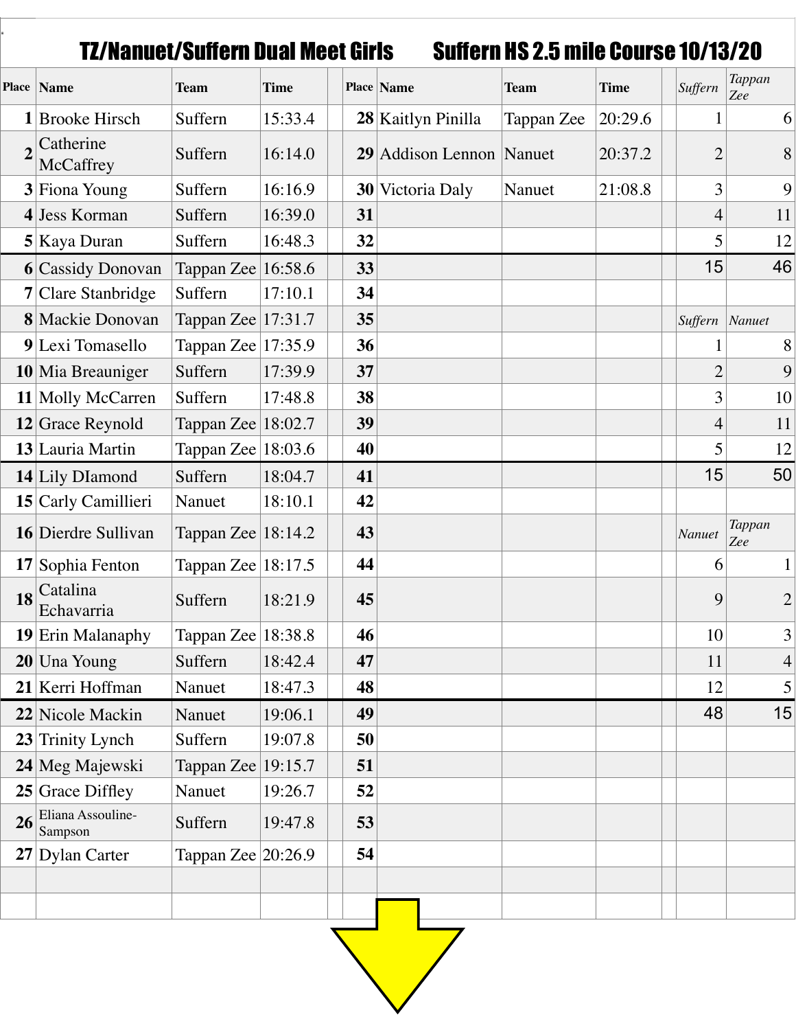# TZ/Nanuet/Suffern Dual Meet Girls    Suffern HS 2.5 mile Course 10/13/20

| Place | Name | Team | Time | | Place | Name | Team | Time | | *Suffern* | *Tappan Zee* |
|---|---|---|---|---|---|---|---|---|---|---|---|
| 1 | Brooke Hirsch | Suffern | 15:33.4 | | 28 | Kaitlyn Pinilla | Tappan Zee | 20:29.6 | | 1 | 6 |
| 2 | Catherine McCaffrey | Suffern | 16:14.0 | | 29 | Addison Lennon | Nanuet | 20:37.2 | | 2 | 8 |
| 3 | Fiona Young | Suffern | 16:16.9 | | 30 | Victoria Daly | Nanuet | 21:08.8 | | 3 | 9 |
| 4 | Jess Korman | Suffern | 16:39.0 | | 31 | | | | | 4 | 11 |
| 5 | Kaya Duran | Suffern | 16:48.3 | | 32 | | | | | 5 | 12 |
| 6 | Cassidy Donovan | Tappan Zee | 16:58.6 | | 33 | | | | | 15 | 46 |
| 7 | Clare Stanbridge | Suffern | 17:10.1 | | 34 | | | | | | |
| 8 | Mackie Donovan | Tappan Zee | 17:31.7 | | 35 | | | | | *Suffern* | *Nanuet* |
| 9 | Lexi Tomasello | Tappan Zee | 17:35.9 | | 36 | | | | | 1 | 8 |
| 10 | Mia Breauniger | Suffern | 17:39.9 | | 37 | | | | | 2 | 9 |
| 11 | Molly McCarren | Suffern | 17:48.8 | | 38 | | | | | 3 | 10 |
| 12 | Grace Reynold | Tappan Zee | 18:02.7 | | 39 | | | | | 4 | 11 |
| 13 | Lauria Martin | Tappan Zee | 18:03.6 | | 40 | | | | | 5 | 12 |
| 14 | Lily DIamond | Suffern | 18:04.7 | | 41 | | | | | 15 | 50 |
| 15 | Carly Camillieri | Nanuet | 18:10.1 | | 42 | | | | | | |
| 16 | Dierdre Sullivan | Tappan Zee | 18:14.2 | | 43 | | | | | *Nanuet* | *Tappan Zee* |
| 17 | Sophia Fenton | Tappan Zee | 18:17.5 | | 44 | | | | | 6 | 1 |
| 18 | Catalina Echavarria | Suffern | 18:21.9 | | 45 | | | | | 9 | 2 |
| 19 | Erin Malanaphy | Tappan Zee | 18:38.8 | | 46 | | | | | 10 | 3 |
| 20 | Una Young | Suffern | 18:42.4 | | 47 | | | | | 11 | 4 |
| 21 | Kerri Hoffman | Nanuet | 18:47.3 | | 48 | | | | | 12 | 5 |
| 22 | Nicole Mackin | Nanuet | 19:06.1 | | 49 | | | | | 48 | 15 |
| 23 | Trinity Lynch | Suffern | 19:07.8 | | 50 | | | | | | |
| 24 | Meg Majewski | Tappan Zee | 19:15.7 | | 51 | | | | | | |
| 25 | Grace Diffley | Nanuet | 19:26.7 | | 52 | | | | | | |
| 26 | Eliana Assouline-Sampson | Suffern | 19:47.8 | | 53 | | | | | | |
| 27 | Dylan Carter | Tappan Zee | 20:26.9 | | 54 | | | | | | |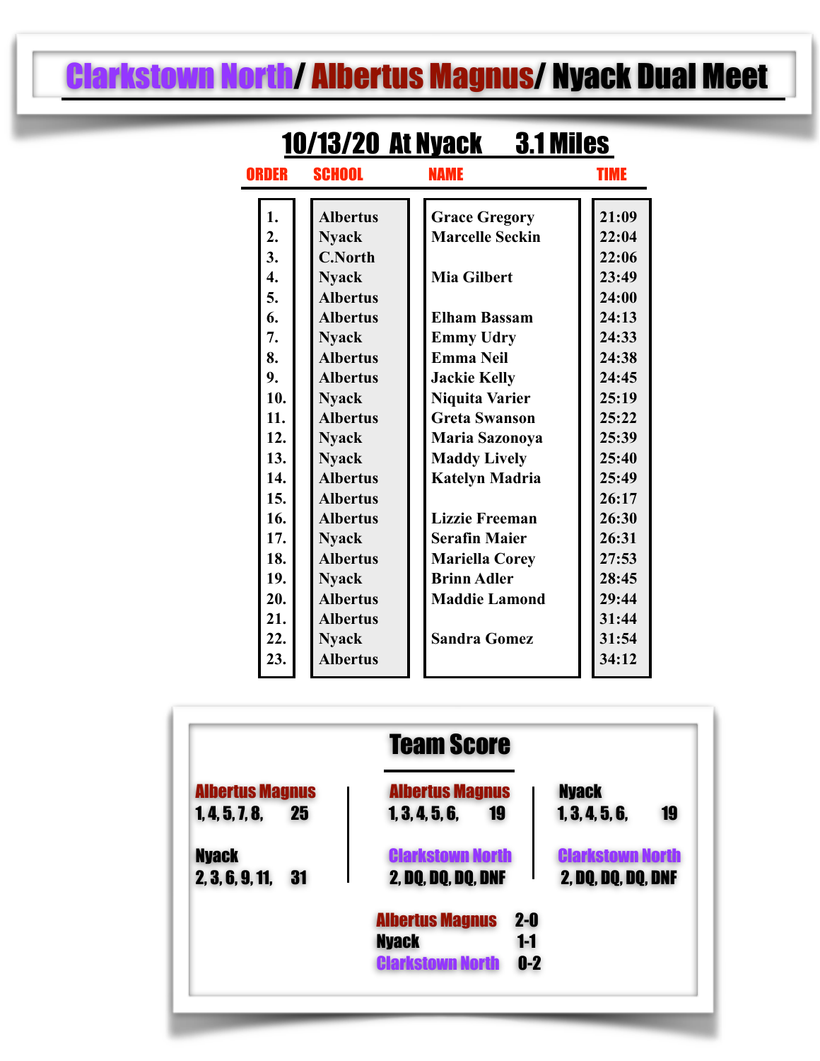# Clarkstown North/ Albertus Magnus/ Nyack Dual Meet

## 10/13/20 At Nyack 3.1 Miles

| ORDER | SCHOOL | NAME | TIME |
|---|---|---|---|
| 1. | Albertus | Grace Gregory | 21:09 |
| 2. | Nyack | Marcelle Seckin | 22:04 |
| 3. | C.North | | 22:06 |
| 4. | Nyack | Mia Gilbert | 23:49 |
| 5. | Albertus | | 24:00 |
| 6. | Albertus | Elham Bassam | 24:13 |
| 7. | Nyack | Emmy Udry | 24:33 |
| 8. | Albertus | Emma Neil | 24:38 |
| 9. | Albertus | Jackie Kelly | 24:45 |
| 10. | Nyack | Niquita Varier | 25:19 |
| 11. | Albertus | Greta Swanson | 25:22 |
| 12. | Nyack | Maria Sazonoya | 25:39 |
| 13. | Nyack | Maddy Lively | 25:40 |
| 14. | Albertus | Katelyn Madria | 25:49 |
| 15. | Albertus | | 26:17 |
| 16. | Albertus | Lizzie Freeman | 26:30 |
| 17. | Nyack | Serafin Maier | 26:31 |
| 18. | Albertus | Mariella Corey | 27:53 |
| 19. | Nyack | Brinn Adler | 28:45 |
| 20. | Albertus | Maddie Lamond | 29:44 |
| 21. | Albertus | | 31:44 |
| 22. | Nyack | Sandra Gomez | 31:54 |
| 23. | Albertus | | 34:12 |

## Team Score

**Albertus Magnus**
1, 4, 5, 7, 8, 25

**Nyack**
2, 3, 6, 9, 11, 31

**Albertus Magnus**
1, 3, 4, 5, 6, 19

**Clarkstown North**
2, DQ, DQ, DQ, DNF

**Nyack**
1, 3, 4, 5, 6, 19

**Clarkstown North**
2, DQ, DQ, DQ, DNF

**Albertus Magnus** 2-0
**Nyack** 1-1
**Clarkstown North** 0-2